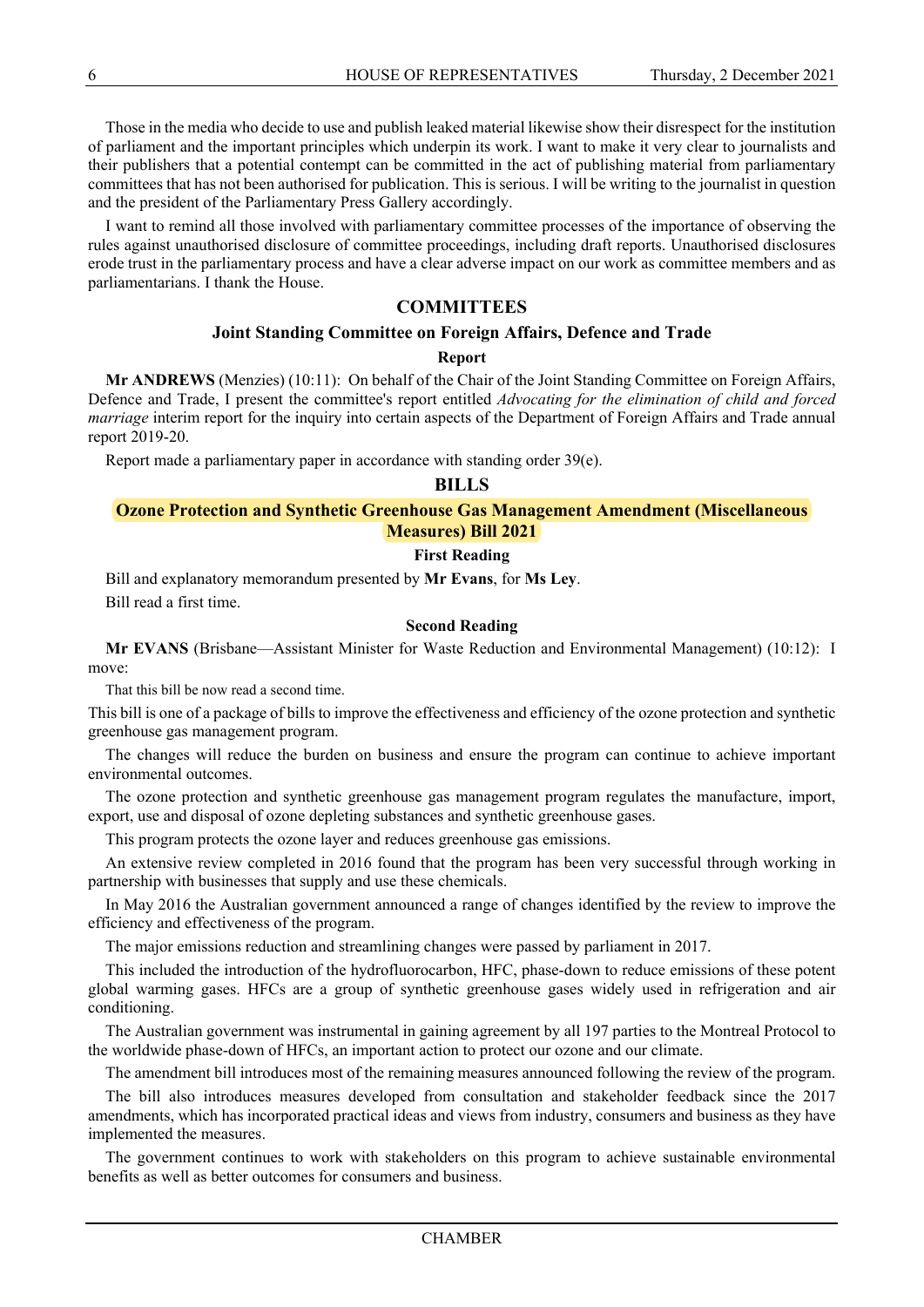Those in the media who decide to use and publish leaked material likewise show their disrespect for the institution of parliament and the important principles which underpin its work. I want to make it very clear to journalists and their publishers that a potential contempt can be committed in the act of publishing material from parliamentary committees that has not been authorised for publication. This is serious. I will be writing to the journalist in question and the president of the Parliamentary Press Gallery accordingly.

I want to remind all those involved with parliamentary committee processes of the importance of observing the rules against unauthorised disclosure of committee proceedings, including draft reports. Unauthorised disclosures erode trust in the parliamentary process and have a clear adverse impact on our work as committee members and as parliamentarians. I thank the House.

## COMMITTEES

### Joint Standing Committee on Foreign Affairs, Defence and Trade

#### Report

**Mr ANDREWS** (Menzies) (10:11): On behalf of the Chair of the Joint Standing Committee on Foreign Affairs, Defence and Trade, I present the committee's report entitled *Advocating for the elimination of child and forced marriage* interim report for the inquiry into certain aspects of the Department of Foreign Affairs and Trade annual report 2019-20.

Report made a parliamentary paper in accordance with standing order 39(e).

## BILLS

### Ozone Protection and Synthetic Greenhouse Gas Management Amendment (Miscellaneous Measures) Bill 2021

#### First Reading

Bill and explanatory memorandum presented by **Mr Evans**, for **Ms Ley**.

Bill read a first time.

#### Second Reading

**Mr EVANS** (Brisbane—Assistant Minister for Waste Reduction and Environmental Management) (10:12): I move:

That this bill be now read a second time.

This bill is one of a package of bills to improve the effectiveness and efficiency of the ozone protection and synthetic greenhouse gas management program.

The changes will reduce the burden on business and ensure the program can continue to achieve important environmental outcomes.

The ozone protection and synthetic greenhouse gas management program regulates the manufacture, import, export, use and disposal of ozone depleting substances and synthetic greenhouse gases.

This program protects the ozone layer and reduces greenhouse gas emissions.

An extensive review completed in 2016 found that the program has been very successful through working in partnership with businesses that supply and use these chemicals.

In May 2016 the Australian government announced a range of changes identified by the review to improve the efficiency and effectiveness of the program.

The major emissions reduction and streamlining changes were passed by parliament in 2017.

This included the introduction of the hydrofluorocarbon, HFC, phase-down to reduce emissions of these potent global warming gases. HFCs are a group of synthetic greenhouse gases widely used in refrigeration and air conditioning.

The Australian government was instrumental in gaining agreement by all 197 parties to the Montreal Protocol to the worldwide phase-down of HFCs, an important action to protect our ozone and our climate.

The amendment bill introduces most of the remaining measures announced following the review of the program.

The bill also introduces measures developed from consultation and stakeholder feedback since the 2017 amendments, which has incorporated practical ideas and views from industry, consumers and business as they have implemented the measures.

The government continues to work with stakeholders on this program to achieve sustainable environmental benefits as well as better outcomes for consumers and business.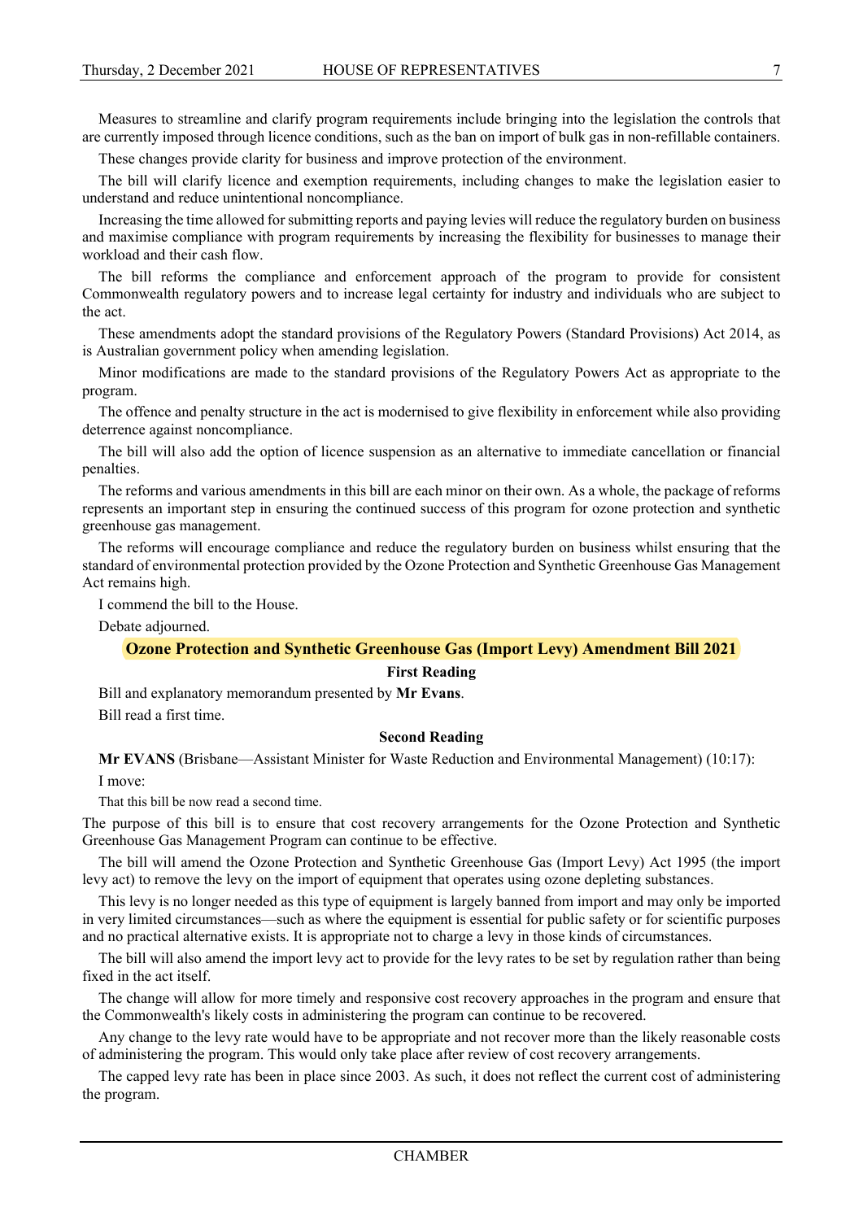Measures to streamline and clarify program requirements include bringing into the legislation the controls that are currently imposed through licence conditions, such as the ban on import of bulk gas in non-refillable containers.

These changes provide clarity for business and improve protection of the environment.

The bill will clarify licence and exemption requirements, including changes to make the legislation easier to understand and reduce unintentional noncompliance.

Increasing the time allowed for submitting reports and paying levies will reduce the regulatory burden on business and maximise compliance with program requirements by increasing the flexibility for businesses to manage their workload and their cash flow.

The bill reforms the compliance and enforcement approach of the program to provide for consistent Commonwealth regulatory powers and to increase legal certainty for industry and individuals who are subject to the act.

These amendments adopt the standard provisions of the Regulatory Powers (Standard Provisions) Act 2014, as is Australian government policy when amending legislation.

Minor modifications are made to the standard provisions of the Regulatory Powers Act as appropriate to the program.

The offence and penalty structure in the act is modernised to give flexibility in enforcement while also providing deterrence against noncompliance.

The bill will also add the option of licence suspension as an alternative to immediate cancellation or financial penalties.

The reforms and various amendments in this bill are each minor on their own. As a whole, the package of reforms represents an important step in ensuring the continued success of this program for ozone protection and synthetic greenhouse gas management.

The reforms will encourage compliance and reduce the regulatory burden on business whilst ensuring that the standard of environmental protection provided by the Ozone Protection and Synthetic Greenhouse Gas Management Act remains high.

I commend the bill to the House.

Debate adjourned.

## Ozone Protection and Synthetic Greenhouse Gas (Import Levy) Amendment Bill 2021

### First Reading

Bill and explanatory memorandum presented by **Mr Evans**.

Bill read a first time.

### Second Reading

**Mr EVANS** (Brisbane—Assistant Minister for Waste Reduction and Environmental Management) (10:17):

I move:

That this bill be now read a second time.

The purpose of this bill is to ensure that cost recovery arrangements for the Ozone Protection and Synthetic Greenhouse Gas Management Program can continue to be effective.

The bill will amend the Ozone Protection and Synthetic Greenhouse Gas (Import Levy) Act 1995 (the import levy act) to remove the levy on the import of equipment that operates using ozone depleting substances.

This levy is no longer needed as this type of equipment is largely banned from import and may only be imported in very limited circumstances—such as where the equipment is essential for public safety or for scientific purposes and no practical alternative exists. It is appropriate not to charge a levy in those kinds of circumstances.

The bill will also amend the import levy act to provide for the levy rates to be set by regulation rather than being fixed in the act itself.

The change will allow for more timely and responsive cost recovery approaches in the program and ensure that the Commonwealth's likely costs in administering the program can continue to be recovered.

Any change to the levy rate would have to be appropriate and not recover more than the likely reasonable costs of administering the program. This would only take place after review of cost recovery arrangements.

The capped levy rate has been in place since 2003. As such, it does not reflect the current cost of administering the program.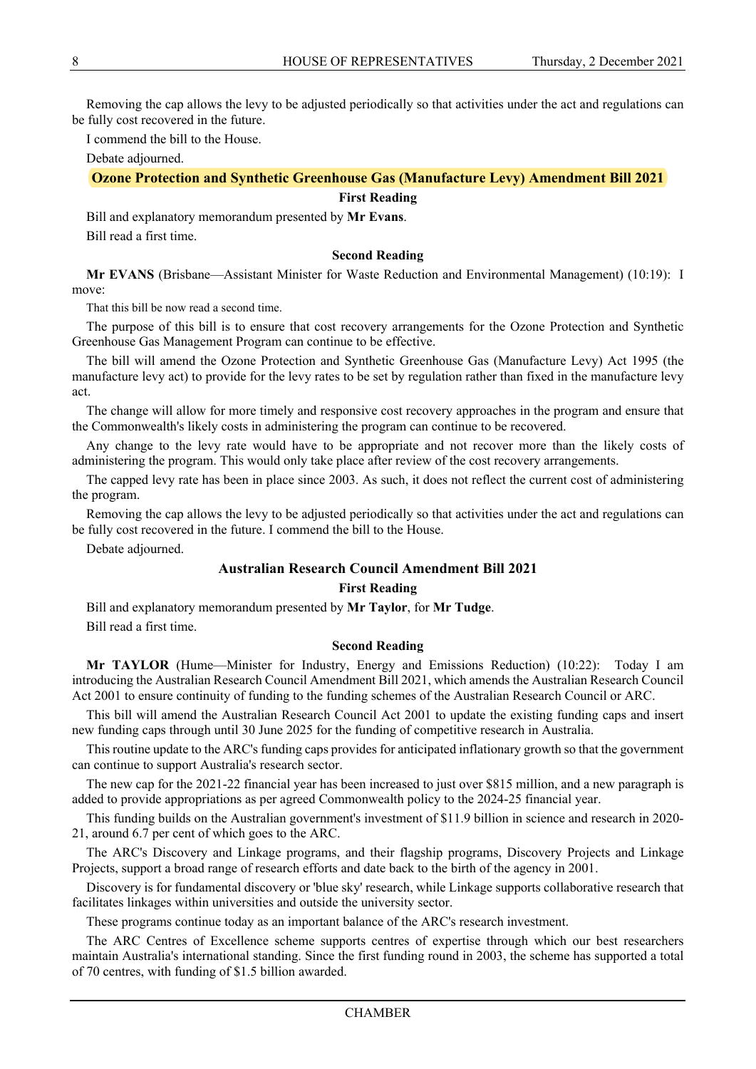Removing the cap allows the levy to be adjusted periodically so that activities under the act and regulations can be fully cost recovered in the future.

I commend the bill to the House.

Debate adjourned.

## Ozone Protection and Synthetic Greenhouse Gas (Manufacture Levy) Amendment Bill 2021

### First Reading

Bill and explanatory memorandum presented by **Mr Evans**.

Bill read a first time.

### Second Reading

**Mr EVANS** (Brisbane—Assistant Minister for Waste Reduction and Environmental Management) (10:19): I move:

That this bill be now read a second time.

The purpose of this bill is to ensure that cost recovery arrangements for the Ozone Protection and Synthetic Greenhouse Gas Management Program can continue to be effective.

The bill will amend the Ozone Protection and Synthetic Greenhouse Gas (Manufacture Levy) Act 1995 (the manufacture levy act) to provide for the levy rates to be set by regulation rather than fixed in the manufacture levy act.

The change will allow for more timely and responsive cost recovery approaches in the program and ensure that the Commonwealth's likely costs in administering the program can continue to be recovered.

Any change to the levy rate would have to be appropriate and not recover more than the likely costs of administering the program. This would only take place after review of the cost recovery arrangements.

The capped levy rate has been in place since 2003. As such, it does not reflect the current cost of administering the program.

Removing the cap allows the levy to be adjusted periodically so that activities under the act and regulations can be fully cost recovered in the future. I commend the bill to the House.

Debate adjourned.

## Australian Research Council Amendment Bill 2021

### First Reading

Bill and explanatory memorandum presented by **Mr Taylor**, for **Mr Tudge**.

Bill read a first time.

### Second Reading

**Mr TAYLOR** (Hume—Minister for Industry, Energy and Emissions Reduction) (10:22): Today I am introducing the Australian Research Council Amendment Bill 2021, which amends the Australian Research Council Act 2001 to ensure continuity of funding to the funding schemes of the Australian Research Council or ARC.

This bill will amend the Australian Research Council Act 2001 to update the existing funding caps and insert new funding caps through until 30 June 2025 for the funding of competitive research in Australia.

This routine update to the ARC's funding caps provides for anticipated inflationary growth so that the government can continue to support Australia's research sector.

The new cap for the 2021-22 financial year has been increased to just over $815 million, and a new paragraph is added to provide appropriations as per agreed Commonwealth policy to the 2024-25 financial year.

This funding builds on the Australian government's investment of $11.9 billion in science and research in 2020-21, around 6.7 per cent of which goes to the ARC.

The ARC's Discovery and Linkage programs, and their flagship programs, Discovery Projects and Linkage Projects, support a broad range of research efforts and date back to the birth of the agency in 2001.

Discovery is for fundamental discovery or 'blue sky' research, while Linkage supports collaborative research that facilitates linkages within universities and outside the university sector.

These programs continue today as an important balance of the ARC's research investment.

The ARC Centres of Excellence scheme supports centres of expertise through which our best researchers maintain Australia's international standing. Since the first funding round in 2003, the scheme has supported a total of 70 centres, with funding of $1.5 billion awarded.